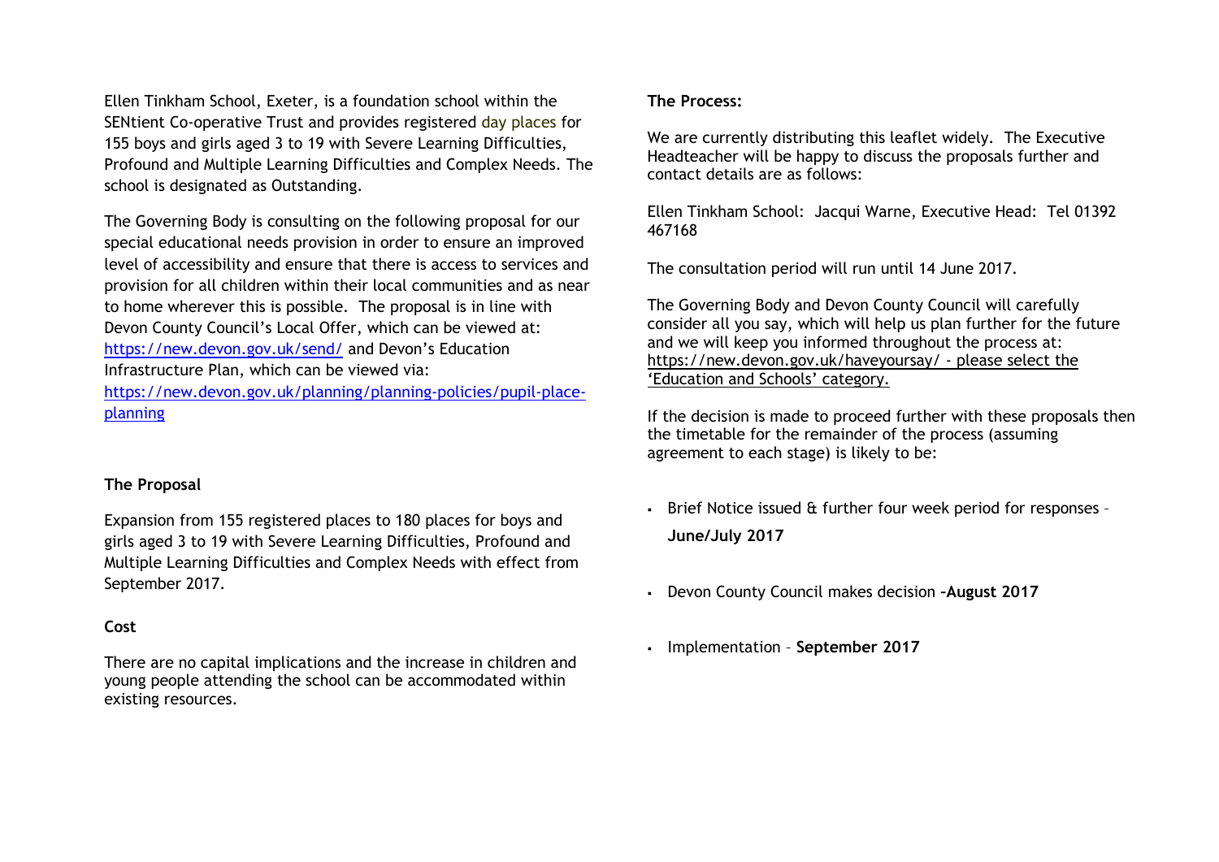Ellen Tinkham School, Exeter, is a foundation school within the SENtient Co-operative Trust and provides registered day places for 155 boys and girls aged 3 to 19 with Severe Learning Difficulties, Profound and Multiple Learning Difficulties and Complex Needs. The school is designated as Outstanding.

The Governing Body is consulting on the following proposal for our special educational needs provision in order to ensure an improved level of accessibility and ensure that there is access to services and provision for all children within their local communities and as near to home wherever this is possible. The proposal is in line with Devon County Council's Local Offer, which can be viewed at: https://new.devon.gov.uk/send/ and Devon's Education Infrastructure Plan, which can be viewed via: https://new.devon.gov.uk/planning/planning-policies/pupil-place-planning

**The Proposal**

Expansion from 155 registered places to 180 places for boys and girls aged 3 to 19 with Severe Learning Difficulties, Profound and Multiple Learning Difficulties and Complex Needs with effect from September 2017.

**Cost**

There are no capital implications and the increase in children and young people attending the school can be accommodated within existing resources.

**The Process:**

We are currently distributing this leaflet widely. The Executive Headteacher will be happy to discuss the proposals further and contact details are as follows:

Ellen Tinkham School: Jacqui Warne, Executive Head: Tel 01392 467168

The consultation period will run until 14 June 2017.

The Governing Body and Devon County Council will carefully consider all you say, which will help us plan further for the future and we will keep you informed throughout the process at: https://new.devon.gov.uk/haveyoursay/ - please select the 'Education and Schools' category.

If the decision is made to proceed further with these proposals then the timetable for the remainder of the process (assuming agreement to each stage) is likely to be:

- Brief Notice issued & further four week period for responses – **June/July 2017**
- Devon County Council makes decision –**August 2017**
- Implementation – **September 2017**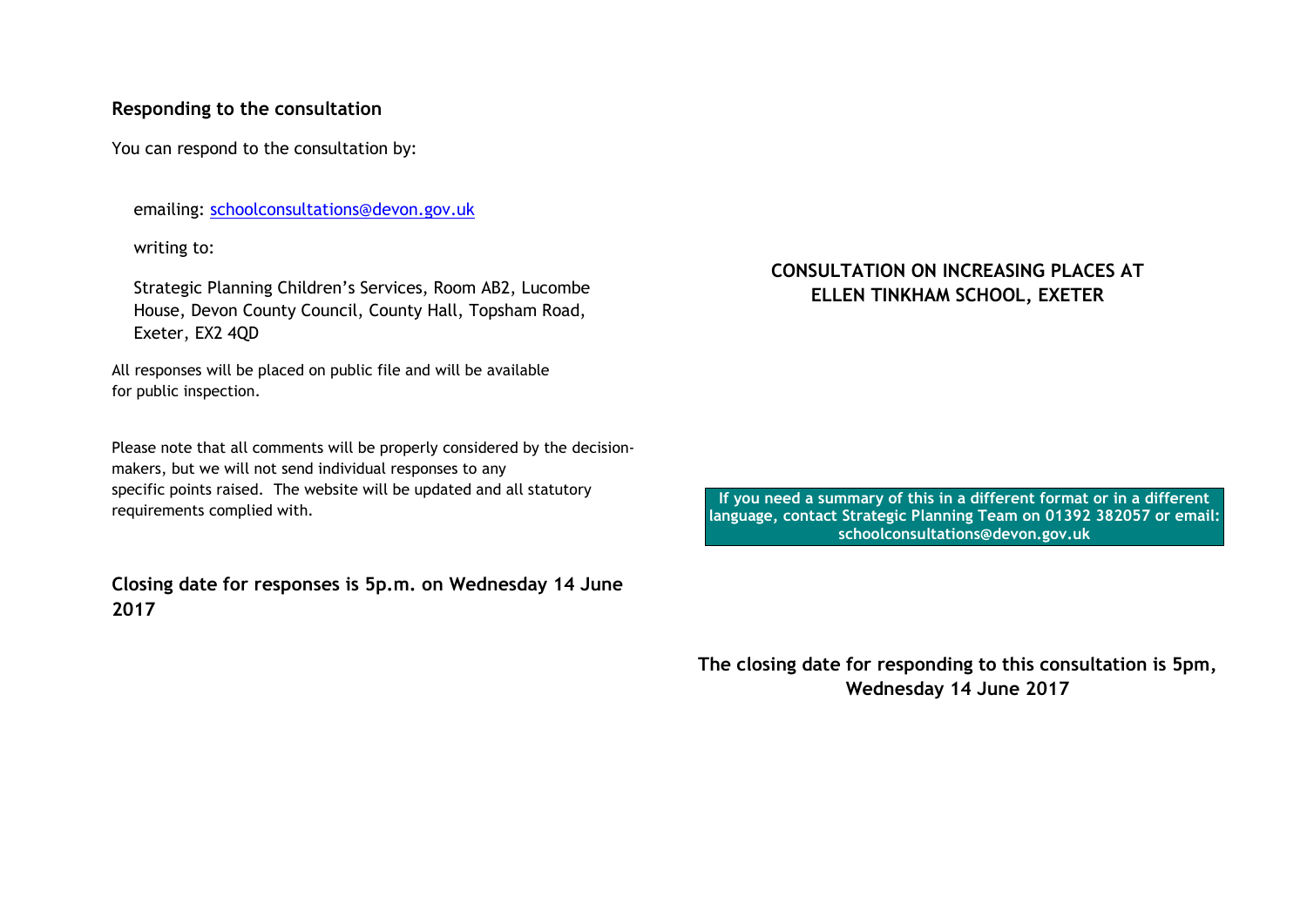## Responding to the consultation

You can respond to the consultation by:

emailing: schoolconsultations@devon.gov.uk

writing to:

Strategic Planning Children's Services, Room AB2, Lucombe House, Devon County Council, County Hall, Topsham Road, Exeter, EX2 4QD

All responses will be placed on public file and will be available for public inspection.

Please note that all comments will be properly considered by the decision-makers, but we will not send individual responses to any specific points raised. The website will be updated and all statutory requirements complied with.

**Closing date for responses is 5p.m. on Wednesday 14 June 2017**

## CONSULTATION ON INCREASING PLACES AT ELLEN TINKHAM SCHOOL, EXETER

**If you need a summary of this in a different format or in a different language, contact Strategic Planning Team on 01392 382057 or email: schoolconsultations@devon.gov.uk**

**The closing date for responding to this consultation is 5pm, Wednesday 14 June 2017**